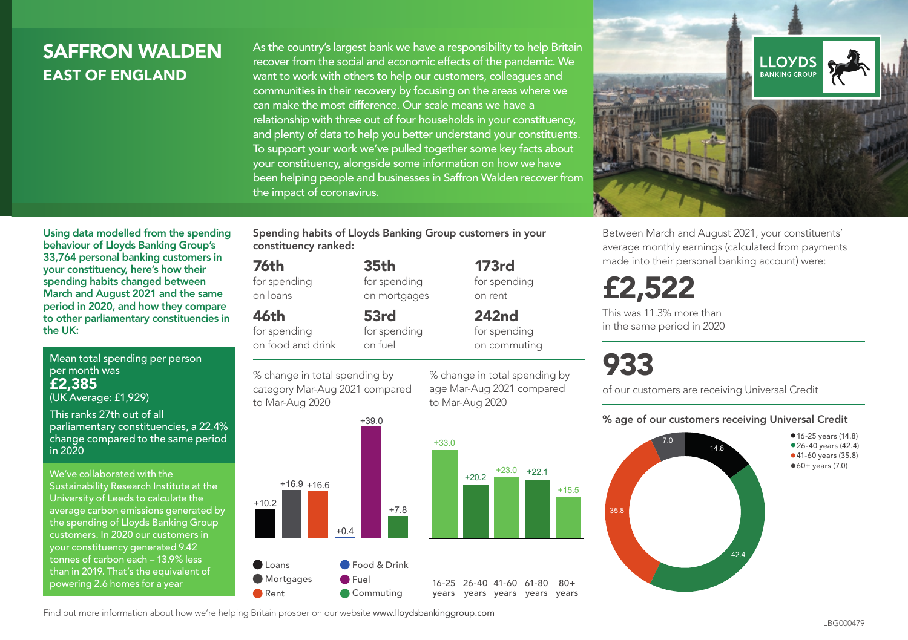# SAFFRON WALDEN
## EAST OF ENGLAND

As the country's largest bank we have a responsibility to help Britain recover from the social and economic effects of the pandemic. We want to work with others to help our customers, colleagues and communities in their recovery by focusing on the areas where we can make the most difference. Our scale means we have a relationship with three out of four households in your constituency, and plenty of data to help you better understand your constituents. To support your work we've pulled together some key facts about your constituency, alongside some information on how we have been helping people and businesses in Saffron Walden recover from the impact of coronavirus.

**Using data modelled from the spending behaviour of Lloyds Banking Group's 33,764 personal banking customers in your constituency, here's how their spending habits changed between March and August 2021 and the same period in 2020, and how they compare to other parliamentary constituencies in the UK:**

Mean total spending per person per month was
**£2,385**
(UK Average: £1,929)

This ranks 27th out of all parliamentary constituencies, a 22.4% change compared to the same period in 2020

We've collaborated with the Sustainability Research Institute at the University of Leeds to calculate the average carbon emissions generated by the spending of Lloyds Banking Group customers. In 2020 our customers in your constituency generated 9.42 tonnes of carbon each – 13.9% less than in 2019. That's the equivalent of powering 2.6 homes for a year

### Spending habits of Lloyds Banking Group customers in your constituency ranked:

| | | |
|---|---|---|
| **76th** for spending on loans | **35th** for spending on mortgages | **173rd** for spending on rent |
| **46th** for spending on food and drink | **53rd** for spending on fuel | **242nd** for spending on commuting |

% change in total spending by category Mar-Aug 2021 compared to Mar-Aug 2020

| Category | % change |
|---|---|
| Loans | +10.2 |
| Mortgages | +16.9 |
| Rent | +16.6 |
| Food & Drink | +0.4 |
| Fuel | +39.0 |
| Commuting | +7.8 |

% change in total spending by age Mar-Aug 2021 compared to Mar-Aug 2020

| Age | % change |
|---|---|
| 16-25 years | +33.0 |
| 26-40 years | +20.2 |
| 41-60 years | +23.0 |
| 61-80 years | +22.1 |
| 80+ years | +15.5 |

Between March and August 2021, your constituents' average monthly earnings (calculated from payments made into their personal banking account) were:

**£2,522**

This was 11.3% more than in the same period in 2020

**933**

of our customers are receiving Universal Credit

### % age of our customers receiving Universal Credit

| Age | % |
|---|---|
| 16-25 years | 14.8 |
| 26-40 years | 42.4 |
| 41-60 years | 35.8 |
| 60+ years | 7.0 |

Find out more information about how we're helping Britain prosper on our website www.lloydsbankinggroup.com

LBG000479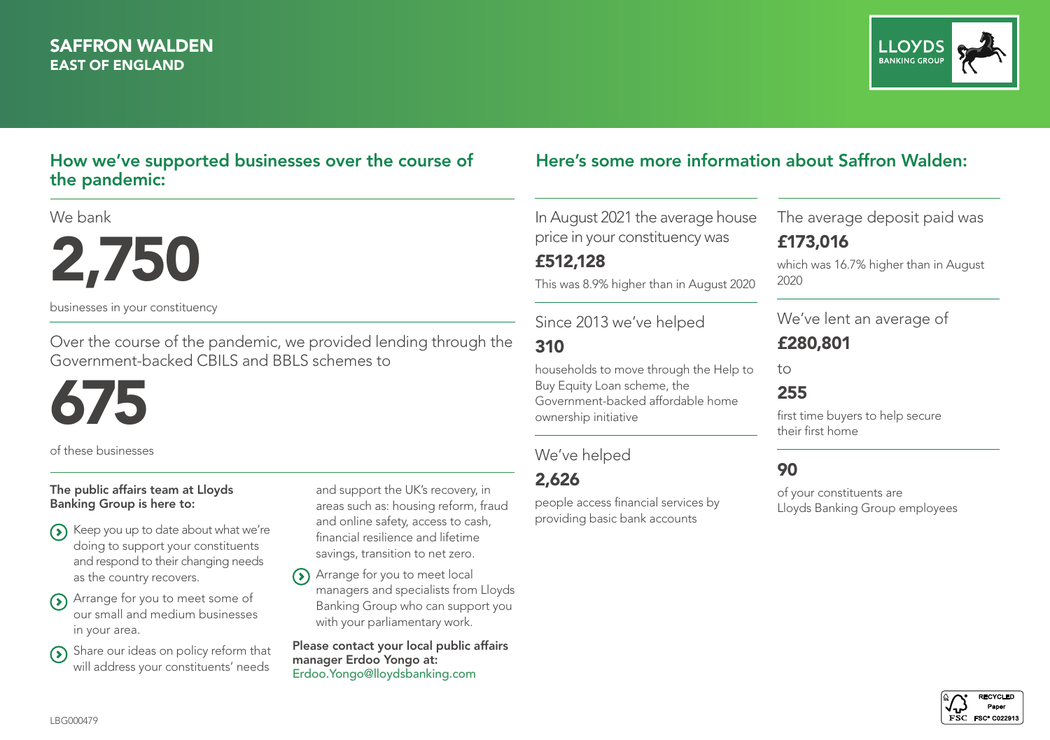# SAFFRON WALDEN
## EAST OF ENGLAND

## How we've supported businesses over the course of the pandemic:

We bank

**2,750**

businesses in your constituency

Over the course of the pandemic, we provided lending through the Government-backed CBILS and BBLS schemes to

**675**

of these businesses

**The public affairs team at Lloyds Banking Group is here to:**

- Keep you up to date about what we're doing to support your constituents and respond to their changing needs as the country recovers.
- Arrange for you to meet some of our small and medium businesses in your area.
- Share our ideas on policy reform that will address your constituents' needs and support the UK's recovery, in areas such as: housing reform, fraud and online safety, access to cash, financial resilience and lifetime savings, transition to net zero.
- Arrange for you to meet local managers and specialists from Lloyds Banking Group who can support you with your parliamentary work.

**Please contact your local public affairs manager Erdoo Yongo at:**
Erdoo.Yongo@lloydsbanking.com

## Here's some more information about Saffron Walden:

In August 2021 the average house price in your constituency was

**£512,128**

This was 8.9% higher than in August 2020

The average deposit paid was

**£173,016**

which was 16.7% higher than in August 2020

Since 2013 we've helped

**310**

households to move through the Help to Buy Equity Loan scheme, the Government-backed affordable home ownership initiative

We've lent an average of

**£280,801**

to

**255**

first time buyers to help secure their first home

We've helped

**2,626**

people access financial services by providing basic bank accounts

**90**

of your constituents are Lloyds Banking Group employees

LBG000479